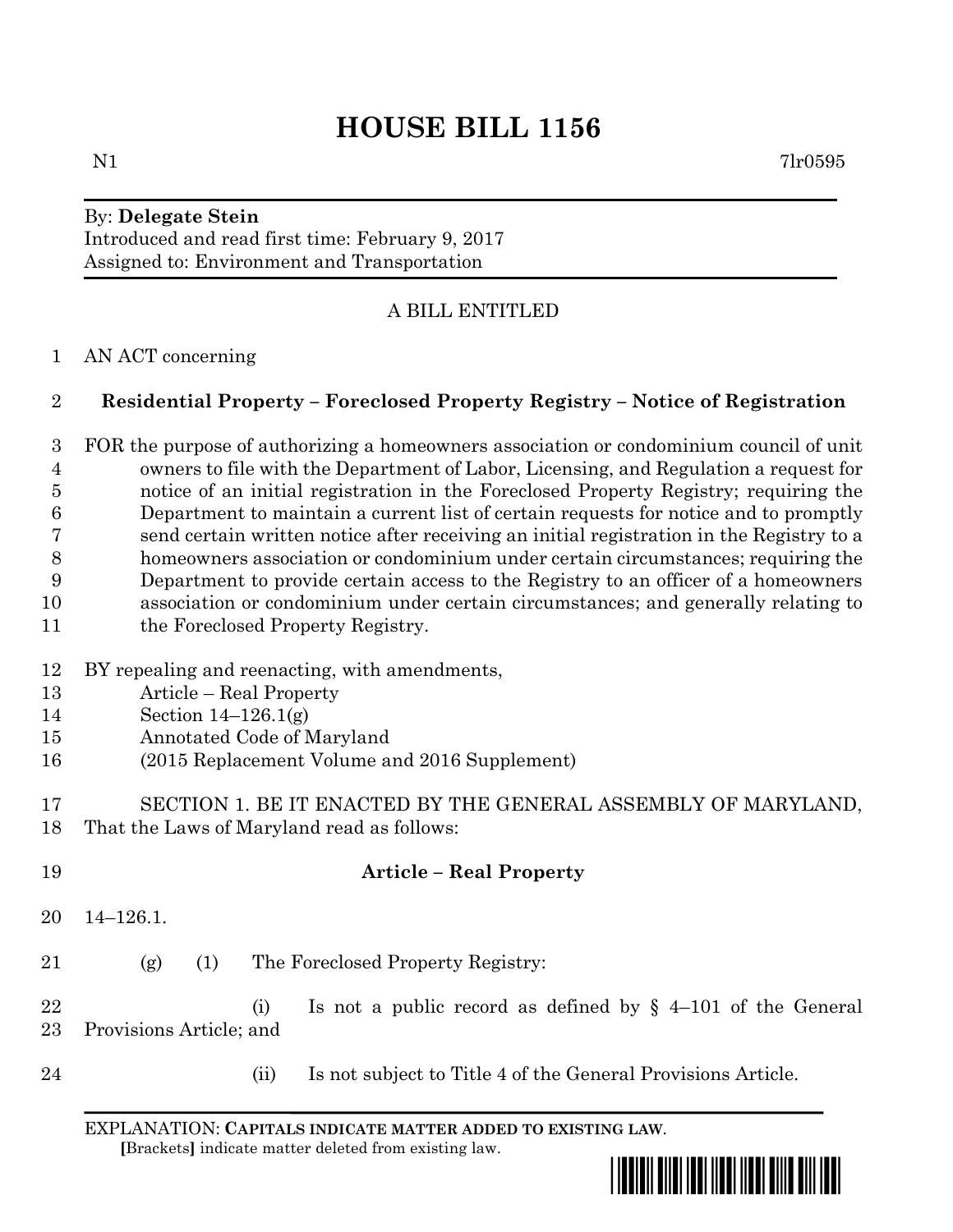# HOUSE BILL 1156

N1 7lr0595

By: **Delegate Stein**
Introduced and read first time: February 9, 2017
Assigned to: Environment and Transportation

A BILL ENTITLED

AN ACT concerning

## Residential Property – Foreclosed Property Registry – Notice of Registration

FOR the purpose of authorizing a homeowners association or condominium council of unit owners to file with the Department of Labor, Licensing, and Regulation a request for notice of an initial registration in the Foreclosed Property Registry; requiring the Department to maintain a current list of certain requests for notice and to promptly send certain written notice after receiving an initial registration in the Registry to a homeowners association or condominium under certain circumstances; requiring the Department to provide certain access to the Registry to an officer of a homeowners association or condominium under certain circumstances; and generally relating to the Foreclosed Property Registry.

BY repealing and reenacting, with amendments,
Article – Real Property
Section 14–126.1(g)
Annotated Code of Maryland
(2015 Replacement Volume and 2016 Supplement)

SECTION 1. BE IT ENACTED BY THE GENERAL ASSEMBLY OF MARYLAND, That the Laws of Maryland read as follows:

**Article – Real Property**

14–126.1.

(g) (1) The Foreclosed Property Registry:

(i) Is not a public record as defined by § 4–101 of the General Provisions Article; and

(ii) Is not subject to Title 4 of the General Provisions Article.

EXPLANATION: **CAPITALS INDICATE MATTER ADDED TO EXISTING LAW.**
**[**Brackets**]** indicate matter deleted from existing law.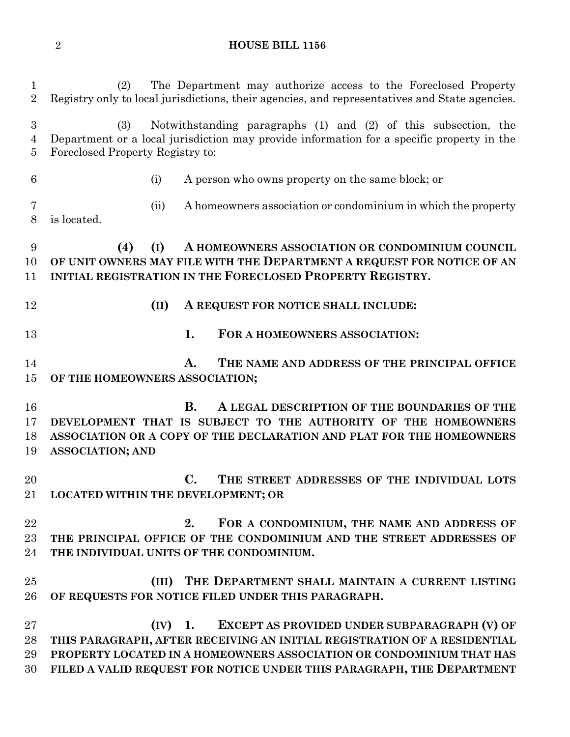(2) The Department may authorize access to the Foreclosed Property Registry only to local jurisdictions, their agencies, and representatives and State agencies.

(3) Notwithstanding paragraphs (1) and (2) of this subsection, the Department or a local jurisdiction may provide information for a specific property in the Foreclosed Property Registry to:

(i) A person who owns property on the same block; or

(ii) A homeowners association or condominium in which the property is located.

**(4) (I) A HOMEOWNERS ASSOCIATION OR CONDOMINIUM COUNCIL OF UNIT OWNERS MAY FILE WITH THE DEPARTMENT A REQUEST FOR NOTICE OF AN INITIAL REGISTRATION IN THE FORECLOSED PROPERTY REGISTRY.**

**(II) A REQUEST FOR NOTICE SHALL INCLUDE:**

**1. FOR A HOMEOWNERS ASSOCIATION:**

**A. THE NAME AND ADDRESS OF THE PRINCIPAL OFFICE OF THE HOMEOWNERS ASSOCIATION;**

**B. A LEGAL DESCRIPTION OF THE BOUNDARIES OF THE DEVELOPMENT THAT IS SUBJECT TO THE AUTHORITY OF THE HOMEOWNERS ASSOCIATION OR A COPY OF THE DECLARATION AND PLAT FOR THE HOMEOWNERS ASSOCIATION; AND**

**C. THE STREET ADDRESSES OF THE INDIVIDUAL LOTS LOCATED WITHIN THE DEVELOPMENT; OR**

**2. FOR A CONDOMINIUM, THE NAME AND ADDRESS OF THE PRINCIPAL OFFICE OF THE CONDOMINIUM AND THE STREET ADDRESSES OF THE INDIVIDUAL UNITS OF THE CONDOMINIUM.**

**(III) THE DEPARTMENT SHALL MAINTAIN A CURRENT LISTING OF REQUESTS FOR NOTICE FILED UNDER THIS PARAGRAPH.**

**(IV) 1. EXCEPT AS PROVIDED UNDER SUBPARAGRAPH (V) OF THIS PARAGRAPH, AFTER RECEIVING AN INITIAL REGISTRATION OF A RESIDENTIAL PROPERTY LOCATED IN A HOMEOWNERS ASSOCIATION OR CONDOMINIUM THAT HAS FILED A VALID REQUEST FOR NOTICE UNDER THIS PARAGRAPH, THE DEPARTMENT**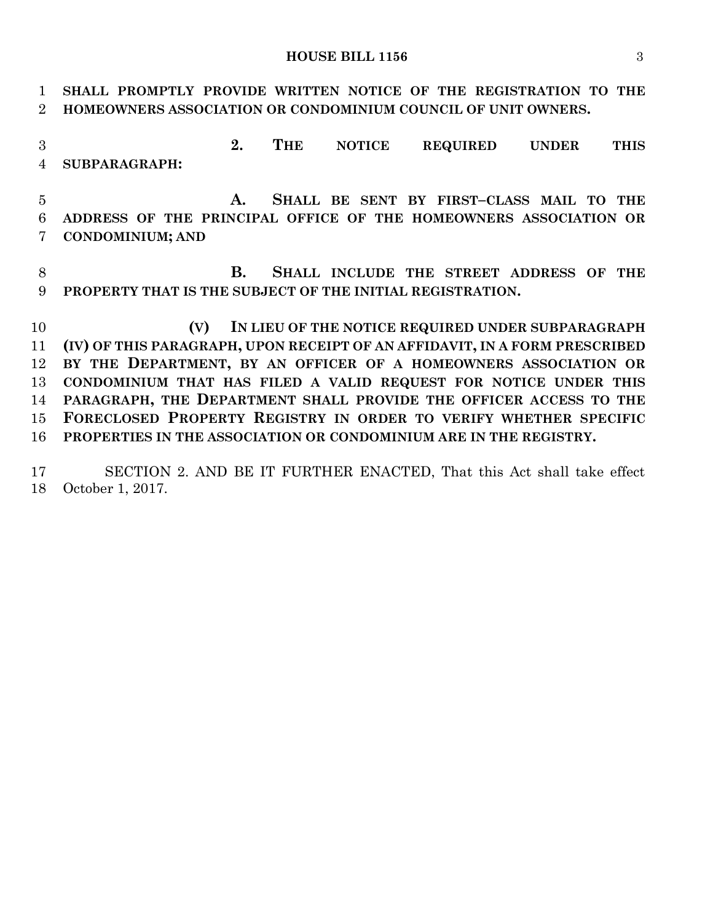**SHALL PROMPTLY PROVIDE WRITTEN NOTICE OF THE REGISTRATION TO THE HOMEOWNERS ASSOCIATION OR CONDOMINIUM COUNCIL OF UNIT OWNERS.**

**2. THE NOTICE REQUIRED UNDER THIS SUBPARAGRAPH:**

**A. SHALL BE SENT BY FIRST–CLASS MAIL TO THE ADDRESS OF THE PRINCIPAL OFFICE OF THE HOMEOWNERS ASSOCIATION OR CONDOMINIUM; AND**

**B. SHALL INCLUDE THE STREET ADDRESS OF THE PROPERTY THAT IS THE SUBJECT OF THE INITIAL REGISTRATION.**

**(V) IN LIEU OF THE NOTICE REQUIRED UNDER SUBPARAGRAPH (IV) OF THIS PARAGRAPH, UPON RECEIPT OF AN AFFIDAVIT, IN A FORM PRESCRIBED BY THE DEPARTMENT, BY AN OFFICER OF A HOMEOWNERS ASSOCIATION OR CONDOMINIUM THAT HAS FILED A VALID REQUEST FOR NOTICE UNDER THIS PARAGRAPH, THE DEPARTMENT SHALL PROVIDE THE OFFICER ACCESS TO THE FORECLOSED PROPERTY REGISTRY IN ORDER TO VERIFY WHETHER SPECIFIC PROPERTIES IN THE ASSOCIATION OR CONDOMINIUM ARE IN THE REGISTRY.**

SECTION 2. AND BE IT FURTHER ENACTED, That this Act shall take effect October 1, 2017.